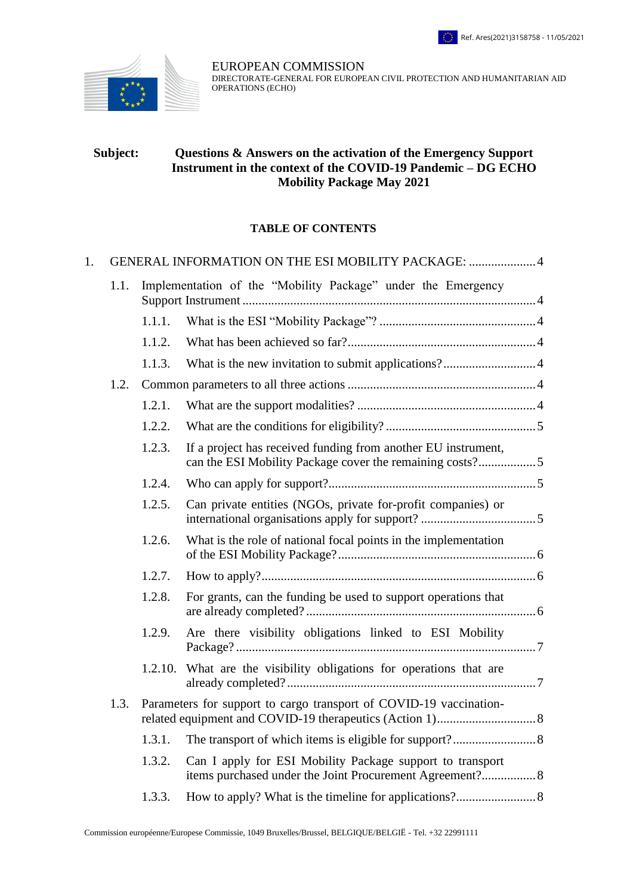Ref. Ares(2021)3158758 - 11/05/2021

EUROPEAN COMMISSION
DIRECTORATE-GENERAL FOR EUROPEAN CIVIL PROTECTION AND HUMANITARIAN AID OPERATIONS (ECHO)

**Subject: Questions & Answers on the activation of the Emergency Support Instrument in the context of the COVID-19 Pandemic – DG ECHO Mobility Package May 2021**

**TABLE OF CONTENTS**

1. GENERAL INFORMATION ON THE ESI MOBILITY PACKAGE: ..................... 4
   - 1.1. Implementation of the "Mobility Package" under the Emergency Support Instrument ........................................................................... 4
     - 1.1.1. What is the ESI "Mobility Package"? ................................................ 4
     - 1.1.2. What has been achieved so far?.......................................................... 4
     - 1.1.3. What is the new invitation to submit applications?............................ 4
   - 1.2. Common parameters to all three actions ........................................................... 4
     - 1.2.1. What are the support modalities? ....................................................... 4
     - 1.2.2. What are the conditions for eligibility? .............................................. 5
     - 1.2.3. If a project has received funding from another EU instrument, can the ESI Mobility Package cover the remaining costs?.................. 5
     - 1.2.4. Who can apply for support?................................................................ 5
     - 1.2.5. Can private entities (NGOs, private for-profit companies) or international organisations apply for support? .................................... 5
     - 1.2.6. What is the role of national focal points in the implementation of the ESI Mobility Package?.............................................................. 6
     - 1.2.7. How to apply?..................................................................................... 6
     - 1.2.8. For grants, can the funding be used to support operations that are already completed? ....................................................................... 6
     - 1.2.9. Are there visibility obligations linked to ESI Mobility Package? ............................................................................................. 7
     - 1.2.10. What are the visibility obligations for operations that are already completed? ............................................................................. 7
   - 1.3. Parameters for support to cargo transport of COVID-19 vaccination-related equipment and COVID-19 therapeutics (Action 1)............................... 8
     - 1.3.1. The transport of which items is eligible for support?.......................... 8
     - 1.3.2. Can I apply for ESI Mobility Package support to transport items purchased under the Joint Procurement Agreement?................. 8
     - 1.3.3. How to apply? What is the timeline for applications?......................... 8

Commission européenne/Europese Commissie, 1049 Bruxelles/Brussel, BELGIQUE/BELGIË - Tel. +32 22991111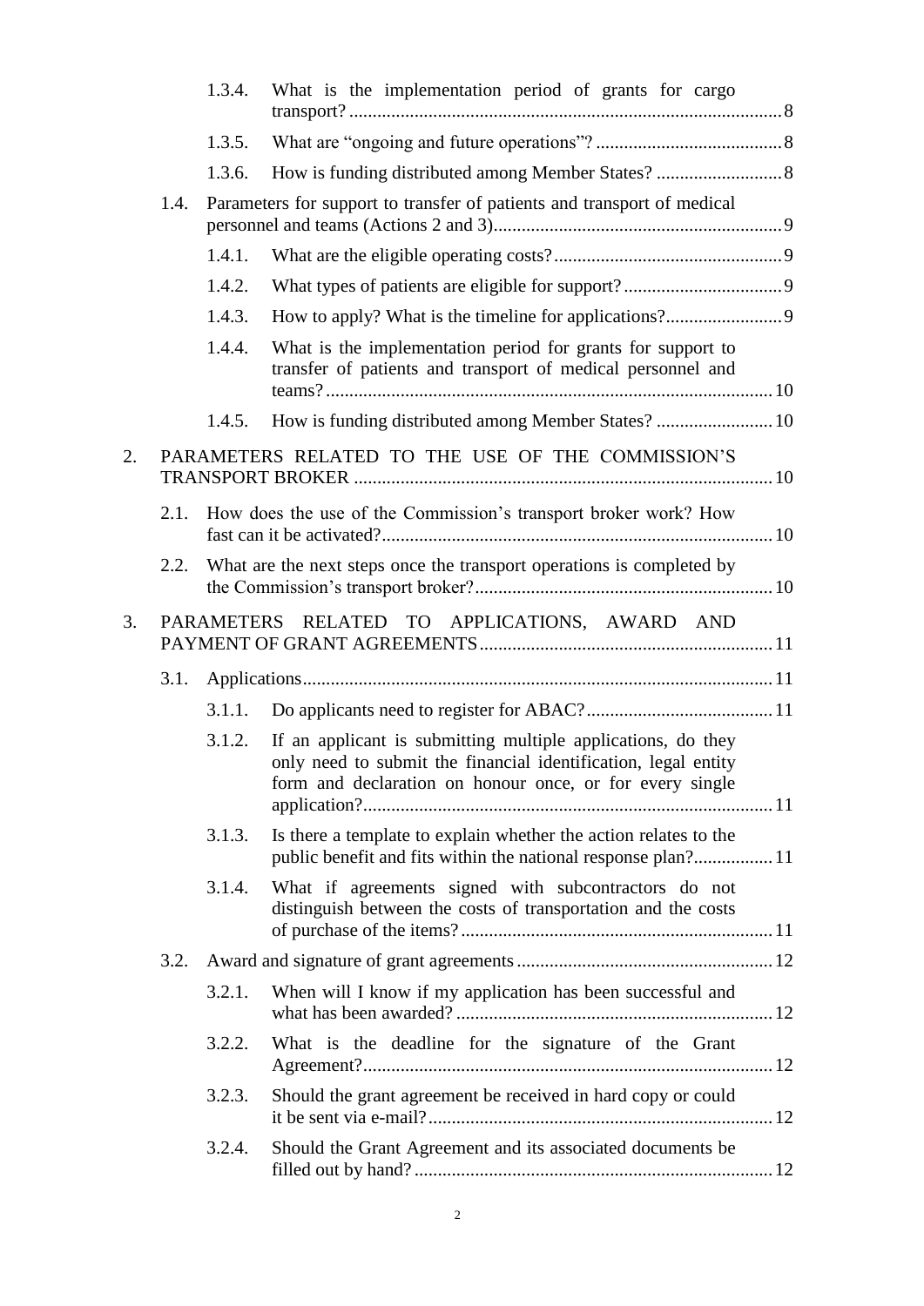1.3.4. What is the implementation period of grants for cargo transport? ........................................................................................ 8

1.3.5. What are "ongoing and future operations"? ........................................ 8

1.3.6. How is funding distributed among Member States? ........................... 8

1.4. Parameters for support to transfer of patients and transport of medical personnel and teams (Actions 2 and 3)............................................................. 9

1.4.1. What are the eligible operating costs?................................................ 9

1.4.2. What types of patients are eligible for support?.................................. 9

1.4.3. How to apply? What is the timeline for applications?......................... 9

1.4.4. What is the implementation period for grants for support to transfer of patients and transport of medical personnel and teams?.............................................................................................. 10

1.4.5. How is funding distributed among Member States? ......................... 10

2. PARAMETERS RELATED TO THE USE OF THE COMMISSION'S TRANSPORT BROKER ........................................................................................ 10

2.1. How does the use of the Commission's transport broker work? How fast can it be activated?................................................................................... 10

2.2. What are the next steps once the transport operations is completed by the Commission's transport broker?.............................................................. 10

3. PARAMETERS RELATED TO APPLICATIONS, AWARD AND PAYMENT OF GRANT AGREEMENTS.............................................................. 11

3.1. Applications..................................................................................................... 11

3.1.1. Do applicants need to register for ABAC?........................................ 11

3.1.2. If an applicant is submitting multiple applications, do they only need to submit the financial identification, legal entity form and declaration on honour once, or for every single application?....................................................................................... 11

3.1.3. Is there a template to explain whether the action relates to the public benefit and fits within the national response plan?................. 11

3.1.4. What if agreements signed with subcontractors do not distinguish between the costs of transportation and the costs of purchase of the items?.................................................................. 11

3.2. Award and signature of grant agreements...................................................... 12

3.2.1. When will I know if my application has been successful and what has been awarded? .................................................................. 12

3.2.2. What is the deadline for the signature of the Grant Agreement?........................................................................................ 12

3.2.3. Should the grant agreement be received in hard copy or could it be sent via e-mail?.......................................................................... 12

3.2.4. Should the Grant Agreement and its associated documents be filled out by hand?............................................................................ 12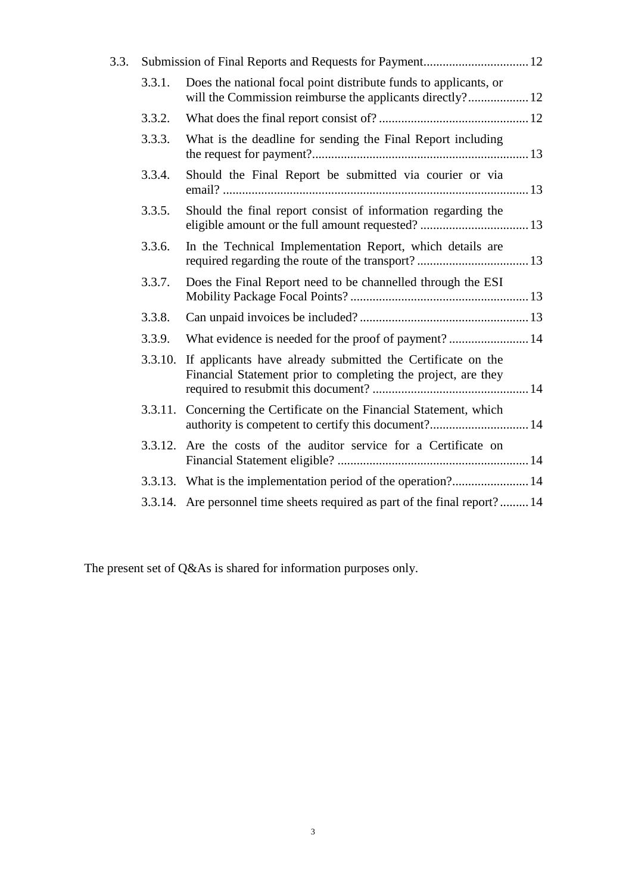3.3. Submission of Final Reports and Requests for Payment ... 12

- 3.3.1. Does the national focal point distribute funds to applicants, or will the Commission reimburse the applicants directly? ... 12
- 3.3.2. What does the final report consist of? ... 12
- 3.3.3. What is the deadline for sending the Final Report including the request for payment? ... 13
- 3.3.4. Should the Final Report be submitted via courier or via email? ... 13
- 3.3.5. Should the final report consist of information regarding the eligible amount or the full amount requested? ... 13
- 3.3.6. In the Technical Implementation Report, which details are required regarding the route of the transport? ... 13
- 3.3.7. Does the Final Report need to be channelled through the ESI Mobility Package Focal Points? ... 13
- 3.3.8. Can unpaid invoices be included? ... 13
- 3.3.9. What evidence is needed for the proof of payment? ... 14
- 3.3.10. If applicants have already submitted the Certificate on the Financial Statement prior to completing the project, are they required to resubmit this document? ... 14
- 3.3.11. Concerning the Certificate on the Financial Statement, which authority is competent to certify this document? ... 14
- 3.3.12. Are the costs of the auditor service for a Certificate on Financial Statement eligible? ... 14
- 3.3.13. What is the implementation period of the operation? ... 14
- 3.3.14. Are personnel time sheets required as part of the final report? ... 14

The present set of Q&As is shared for information purposes only.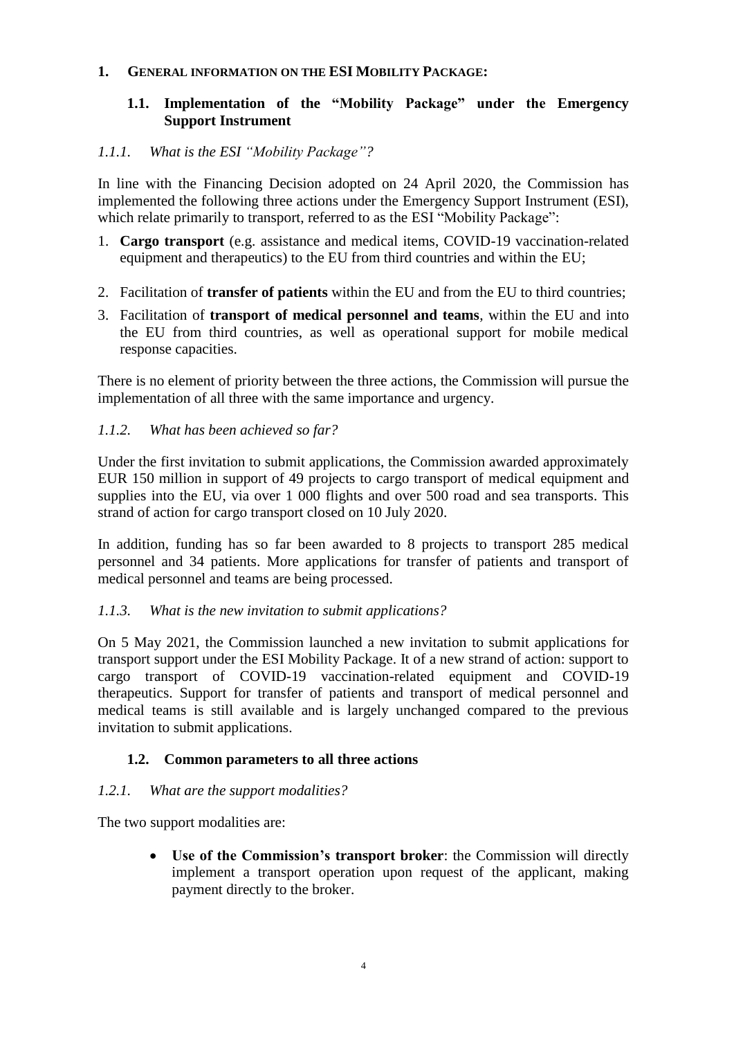# 1. General information on the ESI Mobility Package:

## 1.1. Implementation of the "Mobility Package" under the Emergency Support Instrument

### *1.1.1. What is the ESI "Mobility Package"?*

In line with the Financing Decision adopted on 24 April 2020, the Commission has implemented the following three actions under the Emergency Support Instrument (ESI), which relate primarily to transport, referred to as the ESI "Mobility Package":

1. **Cargo transport** (e.g. assistance and medical items, COVID-19 vaccination-related equipment and therapeutics) to the EU from third countries and within the EU;
2. Facilitation of **transfer of patients** within the EU and from the EU to third countries;
3. Facilitation of **transport of medical personnel and teams**, within the EU and into the EU from third countries, as well as operational support for mobile medical response capacities.

There is no element of priority between the three actions, the Commission will pursue the implementation of all three with the same importance and urgency.

### *1.1.2. What has been achieved so far?*

Under the first invitation to submit applications, the Commission awarded approximately EUR 150 million in support of 49 projects to cargo transport of medical equipment and supplies into the EU, via over 1 000 flights and over 500 road and sea transports. This strand of action for cargo transport closed on 10 July 2020.

In addition, funding has so far been awarded to 8 projects to transport 285 medical personnel and 34 patients. More applications for transfer of patients and transport of medical personnel and teams are being processed.

### *1.1.3. What is the new invitation to submit applications?*

On 5 May 2021, the Commission launched a new invitation to submit applications for transport support under the ESI Mobility Package. It of a new strand of action: support to cargo transport of COVID-19 vaccination-related equipment and COVID-19 therapeutics. Support for transfer of patients and transport of medical personnel and medical teams is still available and is largely unchanged compared to the previous invitation to submit applications.

## 1.2. Common parameters to all three actions

### *1.2.1. What are the support modalities?*

The two support modalities are:

- **Use of the Commission's transport broker**: the Commission will directly implement a transport operation upon request of the applicant, making payment directly to the broker.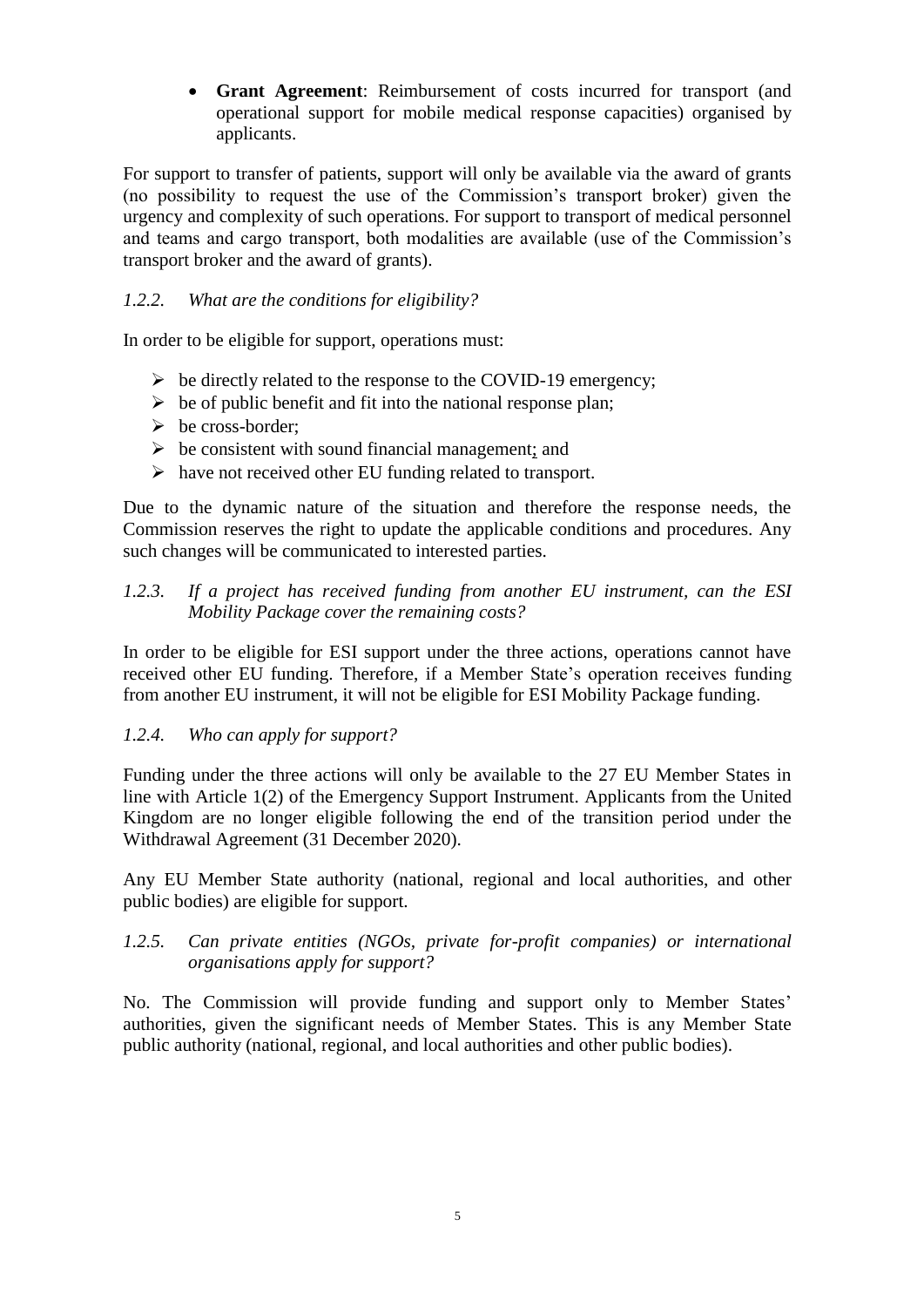- **Grant Agreement**: Reimbursement of costs incurred for transport (and operational support for mobile medical response capacities) organised by applicants.

For support to transfer of patients, support will only be available via the award of grants (no possibility to request the use of the Commission's transport broker) given the urgency and complexity of such operations. For support to transport of medical personnel and teams and cargo transport, both modalities are available (use of the Commission's transport broker and the award of grants).

### *1.2.2. What are the conditions for eligibility?*

In order to be eligible for support, operations must:

- be directly related to the response to the COVID-19 emergency;
- be of public benefit and fit into the national response plan;
- be cross-border;
- be consistent with sound financial management; and
- have not received other EU funding related to transport.

Due to the dynamic nature of the situation and therefore the response needs, the Commission reserves the right to update the applicable conditions and procedures. Any such changes will be communicated to interested parties.

### *1.2.3. If a project has received funding from another EU instrument, can the ESI Mobility Package cover the remaining costs?*

In order to be eligible for ESI support under the three actions, operations cannot have received other EU funding. Therefore, if a Member State's operation receives funding from another EU instrument, it will not be eligible for ESI Mobility Package funding.

### *1.2.4. Who can apply for support?*

Funding under the three actions will only be available to the 27 EU Member States in line with Article 1(2) of the Emergency Support Instrument. Applicants from the United Kingdom are no longer eligible following the end of the transition period under the Withdrawal Agreement (31 December 2020).

Any EU Member State authority (national, regional and local authorities, and other public bodies) are eligible for support.

### *1.2.5. Can private entities (NGOs, private for-profit companies) or international organisations apply for support?*

No. The Commission will provide funding and support only to Member States' authorities, given the significant needs of Member States. This is any Member State public authority (national, regional, and local authorities and other public bodies).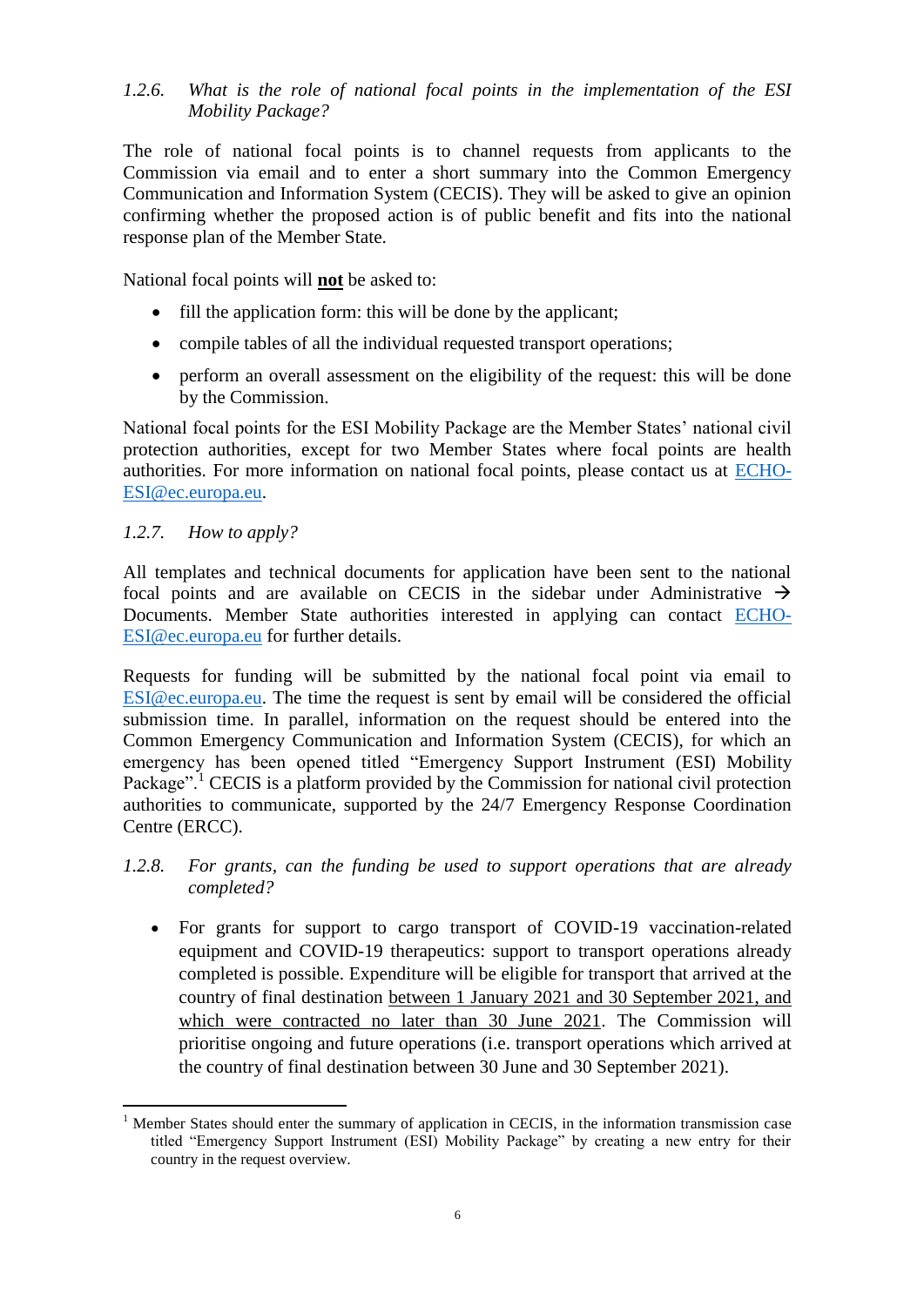### *1.2.6. What is the role of national focal points in the implementation of the ESI Mobility Package?*

The role of national focal points is to channel requests from applicants to the Commission via email and to enter a short summary into the Common Emergency Communication and Information System (CECIS). They will be asked to give an opinion confirming whether the proposed action is of public benefit and fits into the national response plan of the Member State.

National focal points will <u>**not**</u> be asked to:

- fill the application form: this will be done by the applicant;
- compile tables of all the individual requested transport operations;
- perform an overall assessment on the eligibility of the request: this will be done by the Commission.

National focal points for the ESI Mobility Package are the Member States' national civil protection authorities, except for two Member States where focal points are health authorities. For more information on national focal points, please contact us at ECHO-ESI@ec.europa.eu.

### *1.2.7. How to apply?*

All templates and technical documents for application have been sent to the national focal points and are available on CECIS in the sidebar under Administrative → Documents. Member State authorities interested in applying can contact ECHO-ESI@ec.europa.eu for further details.

Requests for funding will be submitted by the national focal point via email to ESI@ec.europa.eu. The time the request is sent by email will be considered the official submission time. In parallel, information on the request should be entered into the Common Emergency Communication and Information System (CECIS), for which an emergency has been opened titled "Emergency Support Instrument (ESI) Mobility Package".[1] CECIS is a platform provided by the Commission for national civil protection authorities to communicate, supported by the 24/7 Emergency Response Coordination Centre (ERCC).

### *1.2.8. For grants, can the funding be used to support operations that are already completed?*

- For grants for support to cargo transport of COVID-19 vaccination-related equipment and COVID-19 therapeutics: support to transport operations already completed is possible. Expenditure will be eligible for transport that arrived at the country of final destination <u>between 1 January 2021 and 30 September 2021, and which were contracted no later than 30 June 2021</u>. The Commission will prioritise ongoing and future operations (i.e. transport operations which arrived at the country of final destination between 30 June and 30 September 2021).

---

[1] Member States should enter the summary of application in CECIS, in the information transmission case titled "Emergency Support Instrument (ESI) Mobility Package" by creating a new entry for their country in the request overview.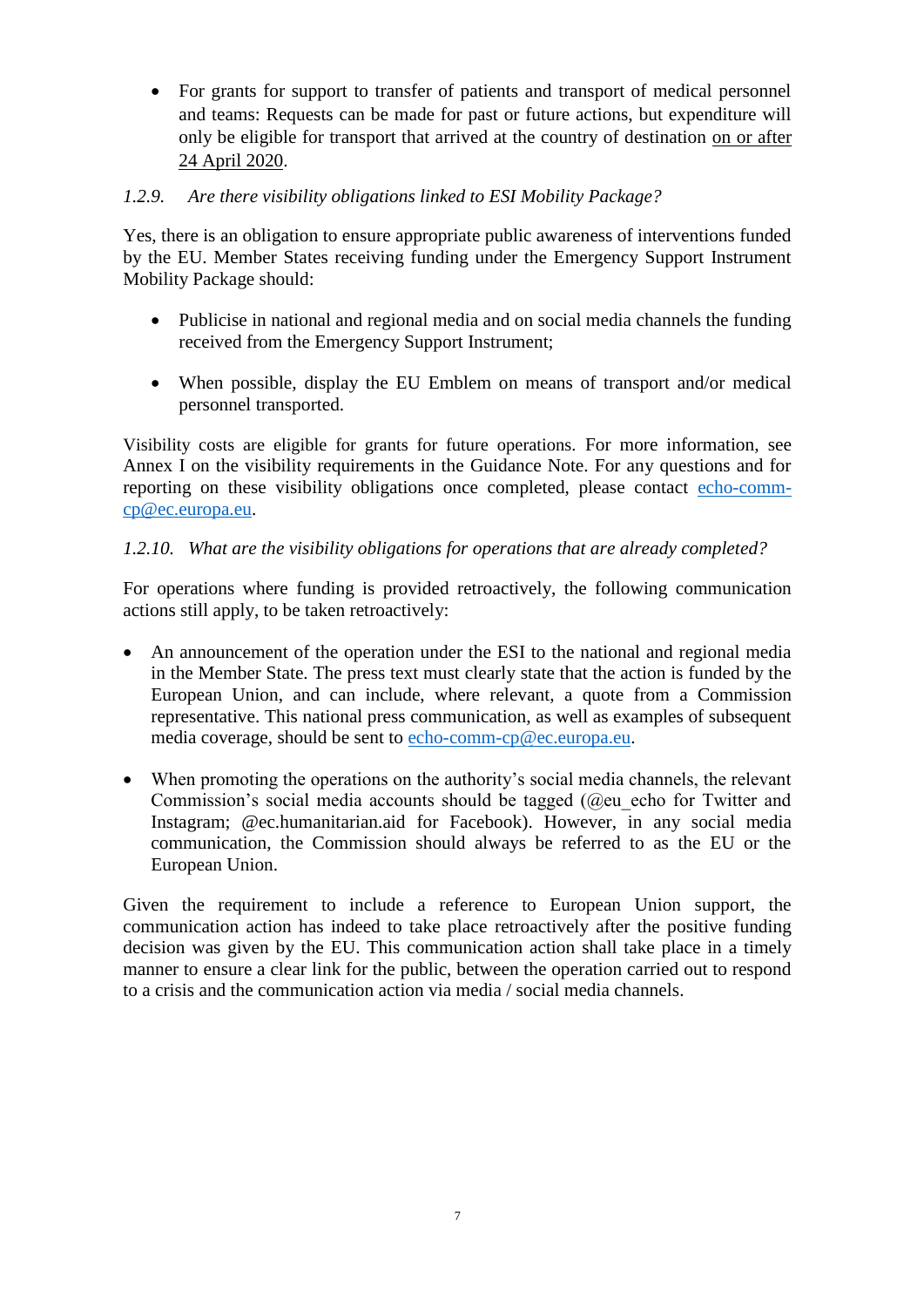- For grants for support to transfer of patients and transport of medical personnel and teams: Requests can be made for past or future actions, but expenditure will only be eligible for transport that arrived at the country of destination on or after 24 April 2020.

### *1.2.9. Are there visibility obligations linked to ESI Mobility Package?*

Yes, there is an obligation to ensure appropriate public awareness of interventions funded by the EU. Member States receiving funding under the Emergency Support Instrument Mobility Package should:

- Publicise in national and regional media and on social media channels the funding received from the Emergency Support Instrument;
- When possible, display the EU Emblem on means of transport and/or medical personnel transported.

Visibility costs are eligible for grants for future operations. For more information, see Annex I on the visibility requirements in the Guidance Note. For any questions and for reporting on these visibility obligations once completed, please contact echo-comm-cp@ec.europa.eu.

### *1.2.10. What are the visibility obligations for operations that are already completed?*

For operations where funding is provided retroactively, the following communication actions still apply, to be taken retroactively:

- An announcement of the operation under the ESI to the national and regional media in the Member State. The press text must clearly state that the action is funded by the European Union, and can include, where relevant, a quote from a Commission representative. This national press communication, as well as examples of subsequent media coverage, should be sent to echo-comm-cp@ec.europa.eu.
- When promoting the operations on the authority's social media channels, the relevant Commission's social media accounts should be tagged (@eu_echo for Twitter and Instagram; @ec.humanitarian.aid for Facebook). However, in any social media communication, the Commission should always be referred to as the EU or the European Union.

Given the requirement to include a reference to European Union support, the communication action has indeed to take place retroactively after the positive funding decision was given by the EU. This communication action shall take place in a timely manner to ensure a clear link for the public, between the operation carried out to respond to a crisis and the communication action via media / social media channels.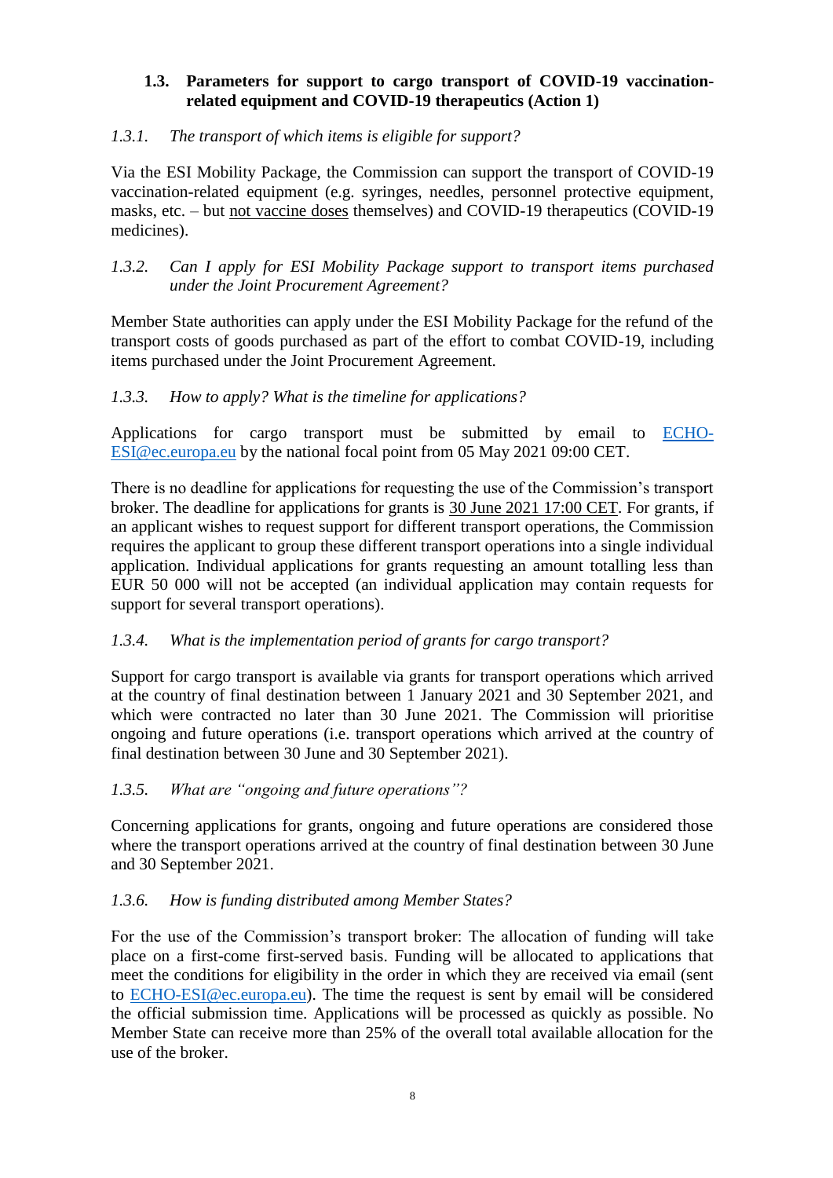### 1.3. Parameters for support to cargo transport of COVID-19 vaccination-related equipment and COVID-19 therapeutics (Action 1)

#### *1.3.1. The transport of which items is eligible for support?*

Via the ESI Mobility Package, the Commission can support the transport of COVID-19 vaccination-related equipment (e.g. syringes, needles, personnel protective equipment, masks, etc. – but not vaccine doses themselves) and COVID-19 therapeutics (COVID-19 medicines).

#### *1.3.2. Can I apply for ESI Mobility Package support to transport items purchased under the Joint Procurement Agreement?*

Member State authorities can apply under the ESI Mobility Package for the refund of the transport costs of goods purchased as part of the effort to combat COVID-19, including items purchased under the Joint Procurement Agreement.

#### *1.3.3. How to apply? What is the timeline for applications?*

Applications for cargo transport must be submitted by email to ECHO-ESI@ec.europa.eu by the national focal point from 05 May 2021 09:00 CET.

There is no deadline for applications for requesting the use of the Commission's transport broker. The deadline for applications for grants is 30 June 2021 17:00 CET. For grants, if an applicant wishes to request support for different transport operations, the Commission requires the applicant to group these different transport operations into a single individual application. Individual applications for grants requesting an amount totalling less than EUR 50 000 will not be accepted (an individual application may contain requests for support for several transport operations).

#### *1.3.4. What is the implementation period of grants for cargo transport?*

Support for cargo transport is available via grants for transport operations which arrived at the country of final destination between 1 January 2021 and 30 September 2021, and which were contracted no later than 30 June 2021. The Commission will prioritise ongoing and future operations (i.e. transport operations which arrived at the country of final destination between 30 June and 30 September 2021).

#### *1.3.5. What are "ongoing and future operations"?*

Concerning applications for grants, ongoing and future operations are considered those where the transport operations arrived at the country of final destination between 30 June and 30 September 2021.

#### *1.3.6. How is funding distributed among Member States?*

For the use of the Commission's transport broker: The allocation of funding will take place on a first-come first-served basis. Funding will be allocated to applications that meet the conditions for eligibility in the order in which they are received via email (sent to ECHO-ESI@ec.europa.eu). The time the request is sent by email will be considered the official submission time. Applications will be processed as quickly as possible. No Member State can receive more than 25% of the overall total available allocation for the use of the broker.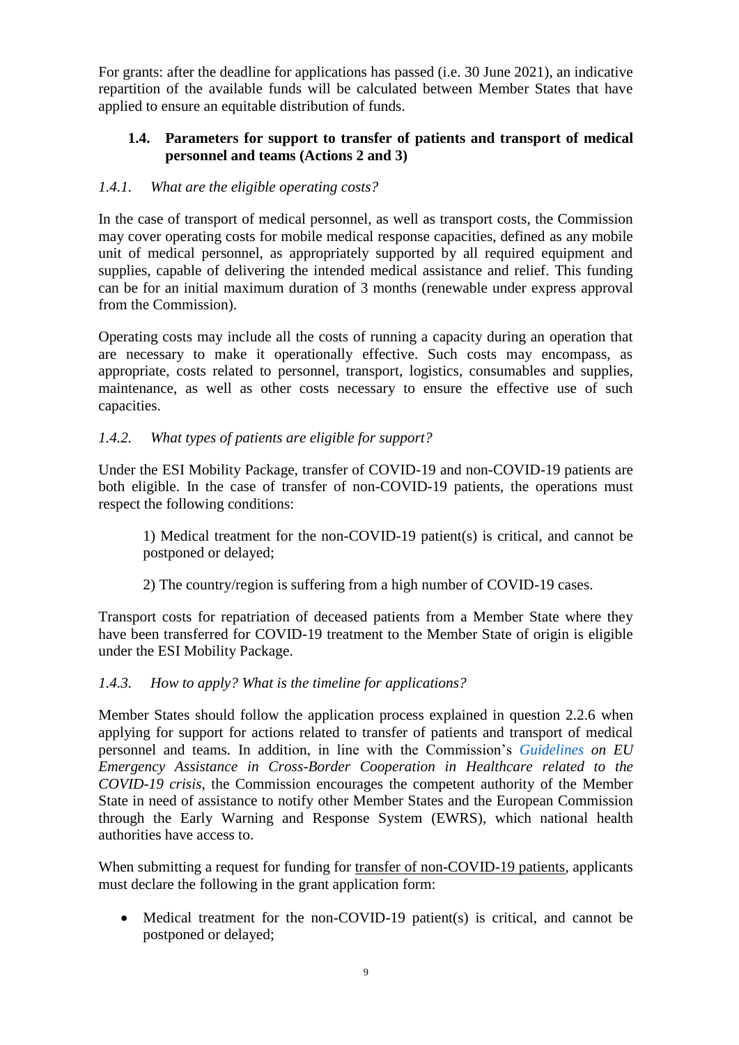For grants: after the deadline for applications has passed (i.e. 30 June 2021), an indicative repartition of the available funds will be calculated between Member States that have applied to ensure an equitable distribution of funds.

### 1.4. Parameters for support to transfer of patients and transport of medical personnel and teams (Actions 2 and 3)

#### *1.4.1. What are the eligible operating costs?*

In the case of transport of medical personnel, as well as transport costs, the Commission may cover operating costs for mobile medical response capacities, defined as any mobile unit of medical personnel, as appropriately supported by all required equipment and supplies, capable of delivering the intended medical assistance and relief. This funding can be for an initial maximum duration of 3 months (renewable under express approval from the Commission).

Operating costs may include all the costs of running a capacity during an operation that are necessary to make it operationally effective. Such costs may encompass, as appropriate, costs related to personnel, transport, logistics, consumables and supplies, maintenance, as well as other costs necessary to ensure the effective use of such capacities.

#### *1.4.2. What types of patients are eligible for support?*

Under the ESI Mobility Package, transfer of COVID-19 and non-COVID-19 patients are both eligible. In the case of transfer of non-COVID-19 patients, the operations must respect the following conditions:

1) Medical treatment for the non-COVID-19 patient(s) is critical, and cannot be postponed or delayed;

2) The country/region is suffering from a high number of COVID-19 cases.

Transport costs for repatriation of deceased patients from a Member State where they have been transferred for COVID-19 treatment to the Member State of origin is eligible under the ESI Mobility Package.

#### *1.4.3. How to apply? What is the timeline for applications?*

Member States should follow the application process explained in question 2.2.6 when applying for support for actions related to transfer of patients and transport of medical personnel and teams. In addition, in line with the Commission's *Guidelines on EU Emergency Assistance in Cross-Border Cooperation in Healthcare related to the COVID-19 crisis*, the Commission encourages the competent authority of the Member State in need of assistance to notify other Member States and the European Commission through the Early Warning and Response System (EWRS), which national health authorities have access to.

When submitting a request for funding for transfer of non-COVID-19 patients, applicants must declare the following in the grant application form:

- Medical treatment for the non-COVID-19 patient(s) is critical, and cannot be postponed or delayed;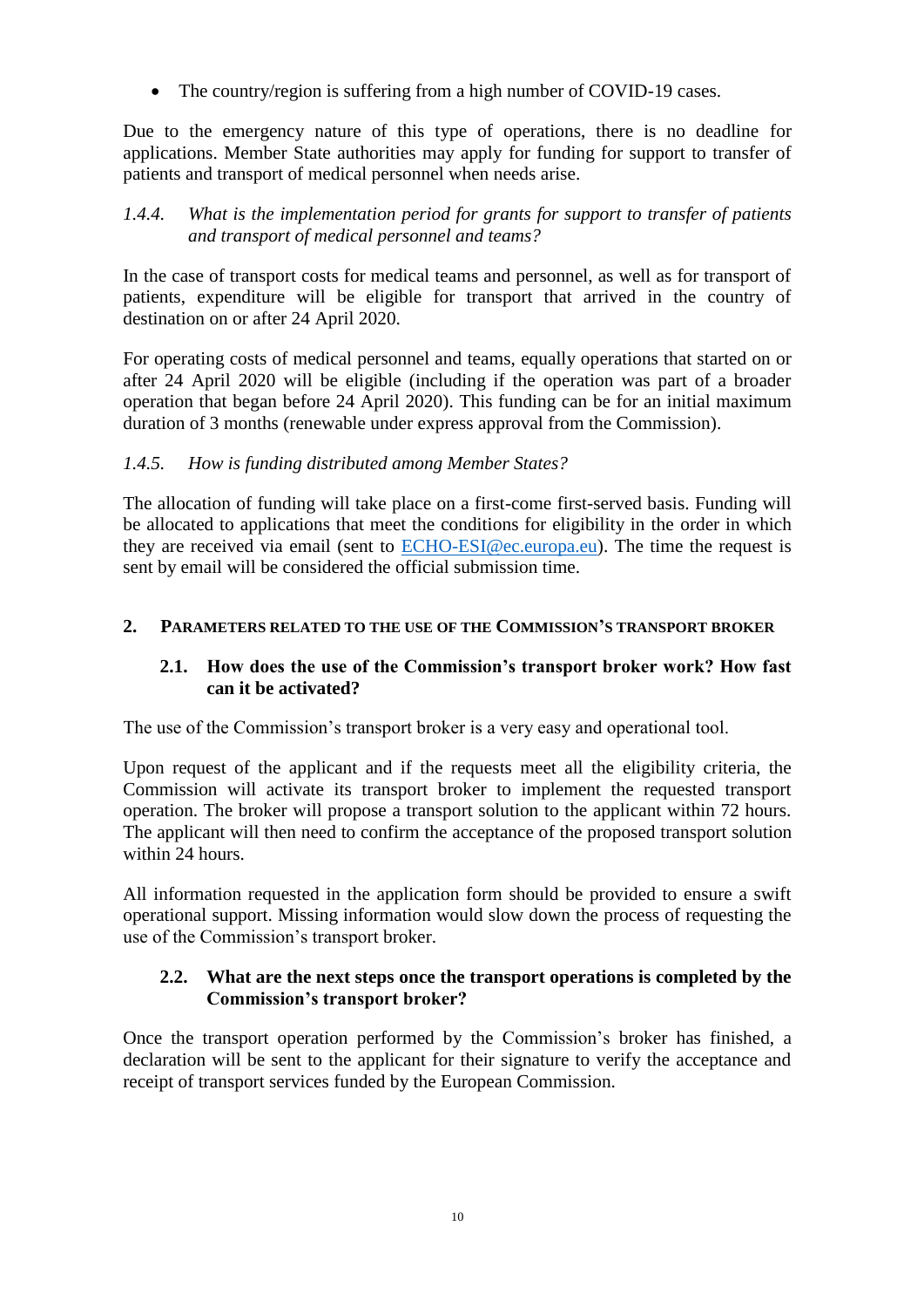- The country/region is suffering from a high number of COVID-19 cases.

Due to the emergency nature of this type of operations, there is no deadline for applications. Member State authorities may apply for funding for support to transfer of patients and transport of medical personnel when needs arise.

#### *1.4.4. What is the implementation period for grants for support to transfer of patients and transport of medical personnel and teams?*

In the case of transport costs for medical teams and personnel, as well as for transport of patients, expenditure will be eligible for transport that arrived in the country of destination on or after 24 April 2020.

For operating costs of medical personnel and teams, equally operations that started on or after 24 April 2020 will be eligible (including if the operation was part of a broader operation that began before 24 April 2020). This funding can be for an initial maximum duration of 3 months (renewable under express approval from the Commission).

#### *1.4.5. How is funding distributed among Member States?*

The allocation of funding will take place on a first-come first-served basis. Funding will be allocated to applications that meet the conditions for eligibility in the order in which they are received via email (sent to [ECHO-ESI@ec.europa.eu](mailto:ECHO-ESI@ec.europa.eu)). The time the request is sent by email will be considered the official submission time.

## 2. PARAMETERS RELATED TO THE USE OF THE COMMISSION'S TRANSPORT BROKER

### 2.1. How does the use of the Commission's transport broker work? How fast can it be activated?

The use of the Commission's transport broker is a very easy and operational tool.

Upon request of the applicant and if the requests meet all the eligibility criteria, the Commission will activate its transport broker to implement the requested transport operation. The broker will propose a transport solution to the applicant within 72 hours. The applicant will then need to confirm the acceptance of the proposed transport solution within 24 hours.

All information requested in the application form should be provided to ensure a swift operational support. Missing information would slow down the process of requesting the use of the Commission's transport broker.

### 2.2. What are the next steps once the transport operations is completed by the Commission's transport broker?

Once the transport operation performed by the Commission's broker has finished, a declaration will be sent to the applicant for their signature to verify the acceptance and receipt of transport services funded by the European Commission.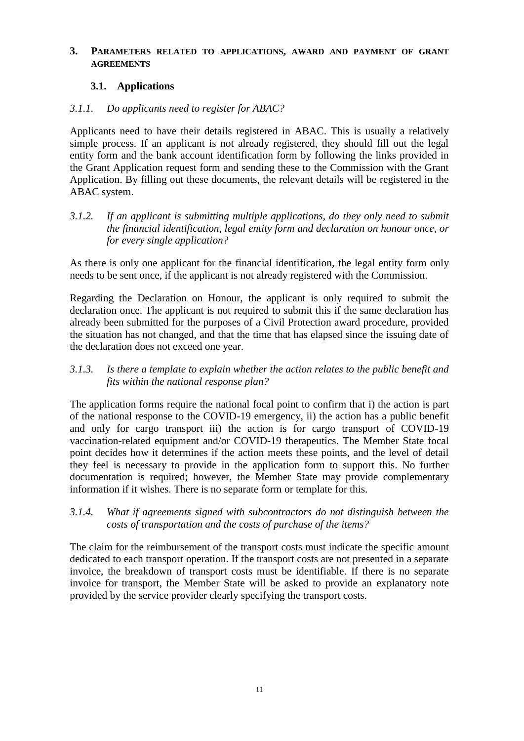## 3. Parameters related to applications, award and payment of grant agreements

### 3.1. Applications

#### *3.1.1. Do applicants need to register for ABAC?*

Applicants need to have their details registered in ABAC. This is usually a relatively simple process. If an applicant is not already registered, they should fill out the legal entity form and the bank account identification form by following the links provided in the Grant Application request form and sending these to the Commission with the Grant Application. By filling out these documents, the relevant details will be registered in the ABAC system.

#### *3.1.2. If an applicant is submitting multiple applications, do they only need to submit the financial identification, legal entity form and declaration on honour once, or for every single application?*

As there is only one applicant for the financial identification, the legal entity form only needs to be sent once, if the applicant is not already registered with the Commission.

Regarding the Declaration on Honour, the applicant is only required to submit the declaration once. The applicant is not required to submit this if the same declaration has already been submitted for the purposes of a Civil Protection award procedure, provided the situation has not changed, and that the time that has elapsed since the issuing date of the declaration does not exceed one year.

#### *3.1.3. Is there a template to explain whether the action relates to the public benefit and fits within the national response plan?*

The application forms require the national focal point to confirm that i) the action is part of the national response to the COVID-19 emergency, ii) the action has a public benefit and only for cargo transport iii) the action is for cargo transport of COVID-19 vaccination-related equipment and/or COVID-19 therapeutics. The Member State focal point decides how it determines if the action meets these points, and the level of detail they feel is necessary to provide in the application form to support this. No further documentation is required; however, the Member State may provide complementary information if it wishes. There is no separate form or template for this.

#### *3.1.4. What if agreements signed with subcontractors do not distinguish between the costs of transportation and the costs of purchase of the items?*

The claim for the reimbursement of the transport costs must indicate the specific amount dedicated to each transport operation. If the transport costs are not presented in a separate invoice, the breakdown of transport costs must be identifiable. If there is no separate invoice for transport, the Member State will be asked to provide an explanatory note provided by the service provider clearly specifying the transport costs.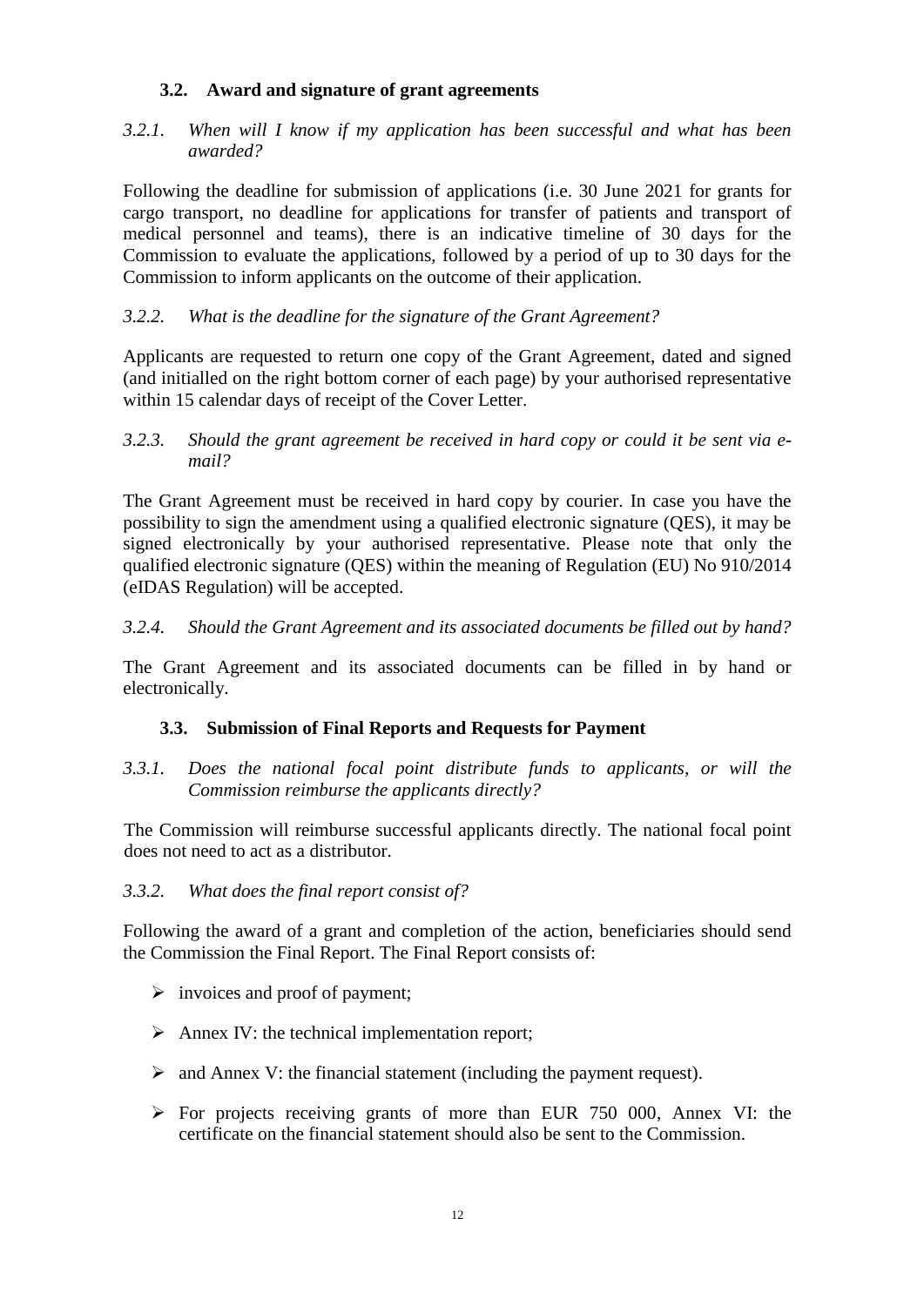### 3.2. Award and signature of grant agreements

*3.2.1. When will I know if my application has been successful and what has been awarded?*

Following the deadline for submission of applications (i.e. 30 June 2021 for grants for cargo transport, no deadline for applications for transfer of patients and transport of medical personnel and teams), there is an indicative timeline of 30 days for the Commission to evaluate the applications, followed by a period of up to 30 days for the Commission to inform applicants on the outcome of their application.

*3.2.2. What is the deadline for the signature of the Grant Agreement?*

Applicants are requested to return one copy of the Grant Agreement, dated and signed (and initialled on the right bottom corner of each page) by your authorised representative within 15 calendar days of receipt of the Cover Letter.

*3.2.3. Should the grant agreement be received in hard copy or could it be sent via e-mail?*

The Grant Agreement must be received in hard copy by courier. In case you have the possibility to sign the amendment using a qualified electronic signature (QES), it may be signed electronically by your authorised representative. Please note that only the qualified electronic signature (QES) within the meaning of Regulation (EU) No 910/2014 (eIDAS Regulation) will be accepted.

*3.2.4. Should the Grant Agreement and its associated documents be filled out by hand?*

The Grant Agreement and its associated documents can be filled in by hand or electronically.

### 3.3. Submission of Final Reports and Requests for Payment

*3.3.1. Does the national focal point distribute funds to applicants, or will the Commission reimburse the applicants directly?*

The Commission will reimburse successful applicants directly. The national focal point does not need to act as a distributor.

*3.3.2. What does the final report consist of?*

Following the award of a grant and completion of the action, beneficiaries should send the Commission the Final Report. The Final Report consists of:

- invoices and proof of payment;
- Annex IV: the technical implementation report;
- and Annex V: the financial statement (including the payment request).
- For projects receiving grants of more than EUR 750 000, Annex VI: the certificate on the financial statement should also be sent to the Commission.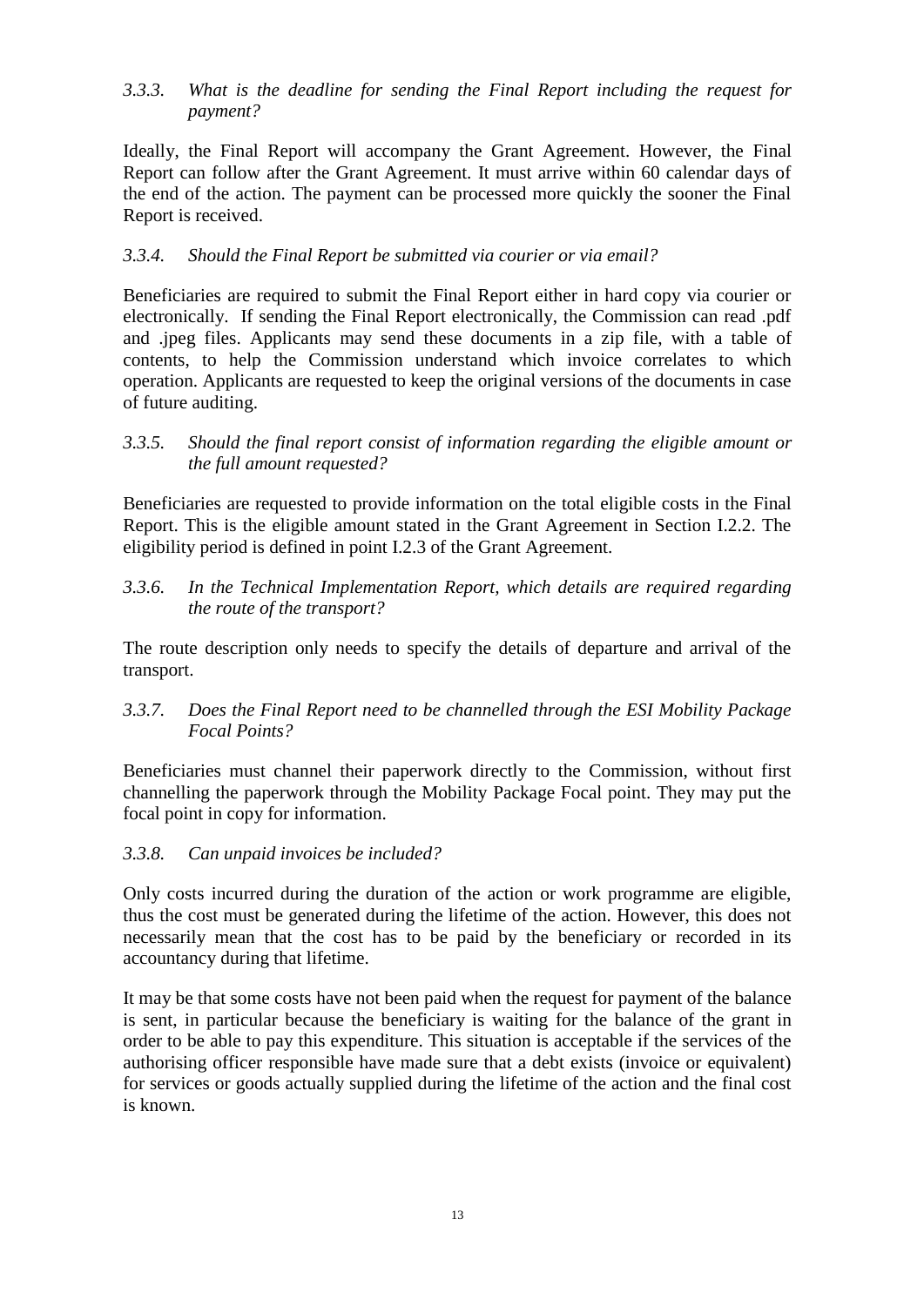### *3.3.3. What is the deadline for sending the Final Report including the request for payment?*

Ideally, the Final Report will accompany the Grant Agreement. However, the Final Report can follow after the Grant Agreement. It must arrive within 60 calendar days of the end of the action. The payment can be processed more quickly the sooner the Final Report is received.

### *3.3.4. Should the Final Report be submitted via courier or via email?*

Beneficiaries are required to submit the Final Report either in hard copy via courier or electronically. If sending the Final Report electronically, the Commission can read .pdf and .jpeg files. Applicants may send these documents in a zip file, with a table of contents, to help the Commission understand which invoice correlates to which operation. Applicants are requested to keep the original versions of the documents in case of future auditing.

### *3.3.5. Should the final report consist of information regarding the eligible amount or the full amount requested?*

Beneficiaries are requested to provide information on the total eligible costs in the Final Report. This is the eligible amount stated in the Grant Agreement in Section I.2.2. The eligibility period is defined in point I.2.3 of the Grant Agreement.

### *3.3.6. In the Technical Implementation Report, which details are required regarding the route of the transport?*

The route description only needs to specify the details of departure and arrival of the transport.

### *3.3.7. Does the Final Report need to be channelled through the ESI Mobility Package Focal Points?*

Beneficiaries must channel their paperwork directly to the Commission, without first channelling the paperwork through the Mobility Package Focal point. They may put the focal point in copy for information.

### *3.3.8. Can unpaid invoices be included?*

Only costs incurred during the duration of the action or work programme are eligible, thus the cost must be generated during the lifetime of the action. However, this does not necessarily mean that the cost has to be paid by the beneficiary or recorded in its accountancy during that lifetime.

It may be that some costs have not been paid when the request for payment of the balance is sent, in particular because the beneficiary is waiting for the balance of the grant in order to be able to pay this expenditure. This situation is acceptable if the services of the authorising officer responsible have made sure that a debt exists (invoice or equivalent) for services or goods actually supplied during the lifetime of the action and the final cost is known.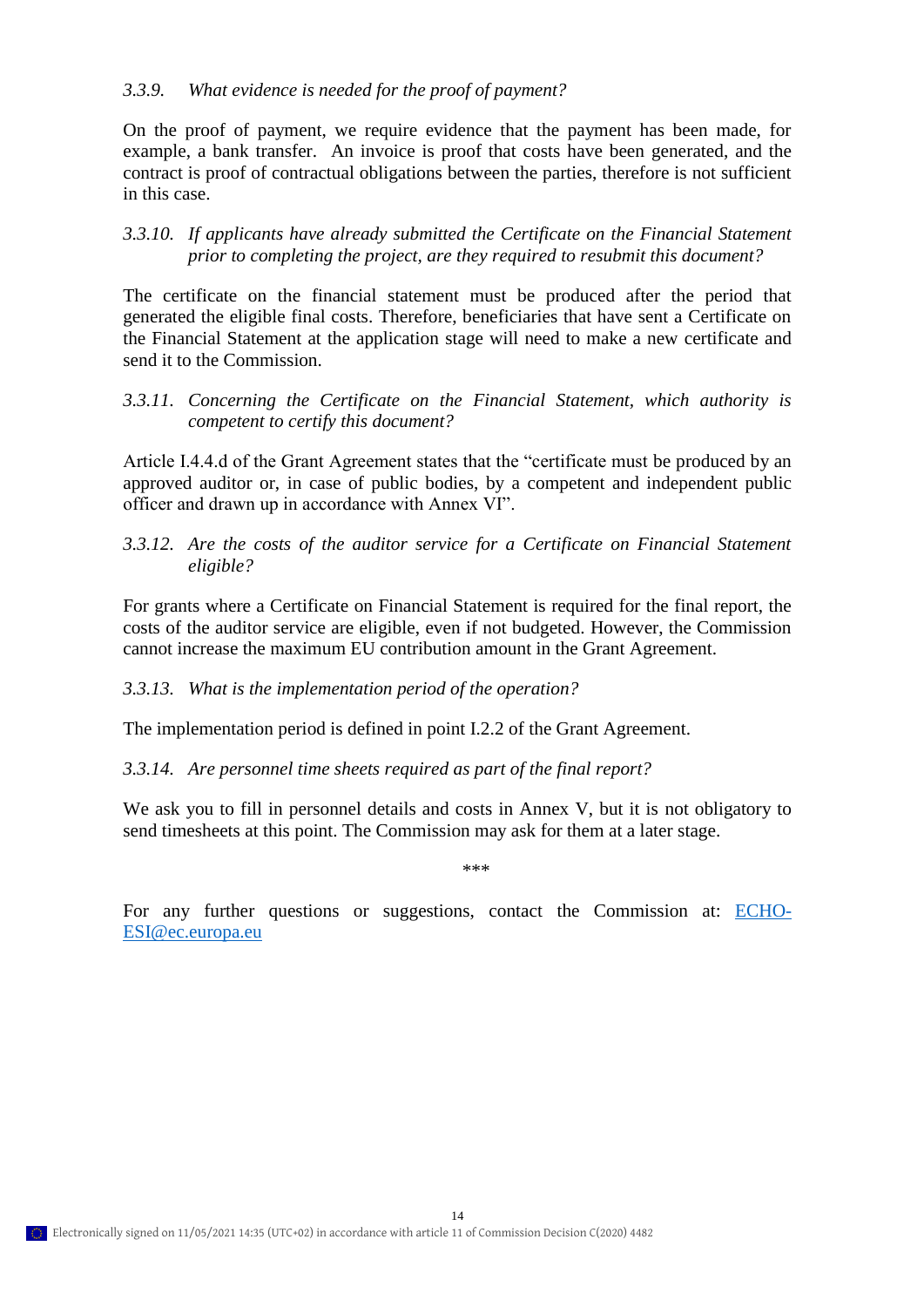*3.3.9. What evidence is needed for the proof of payment?*

On the proof of payment, we require evidence that the payment has been made, for example, a bank transfer. An invoice is proof that costs have been generated, and the contract is proof of contractual obligations between the parties, therefore is not sufficient in this case.

*3.3.10. If applicants have already submitted the Certificate on the Financial Statement prior to completing the project, are they required to resubmit this document?*

The certificate on the financial statement must be produced after the period that generated the eligible final costs. Therefore, beneficiaries that have sent a Certificate on the Financial Statement at the application stage will need to make a new certificate and send it to the Commission.

*3.3.11. Concerning the Certificate on the Financial Statement, which authority is competent to certify this document?*

Article I.4.4.d of the Grant Agreement states that the "certificate must be produced by an approved auditor or, in case of public bodies, by a competent and independent public officer and drawn up in accordance with Annex VI".

*3.3.12. Are the costs of the auditor service for a Certificate on Financial Statement eligible?*

For grants where a Certificate on Financial Statement is required for the final report, the costs of the auditor service are eligible, even if not budgeted. However, the Commission cannot increase the maximum EU contribution amount in the Grant Agreement.

*3.3.13. What is the implementation period of the operation?*

The implementation period is defined in point I.2.2 of the Grant Agreement.

*3.3.14. Are personnel time sheets required as part of the final report?*

We ask you to fill in personnel details and costs in Annex V, but it is not obligatory to send timesheets at this point. The Commission may ask for them at a later stage.

***

For any further questions or suggestions, contact the Commission at: [ECHO-ESI@ec.europa.eu](mailto:ECHO-ESI@ec.europa.eu)

Electronically signed on 11/05/2021 14:35 (UTC+02) in accordance with article 11 of Commission Decision C(2020) 4482